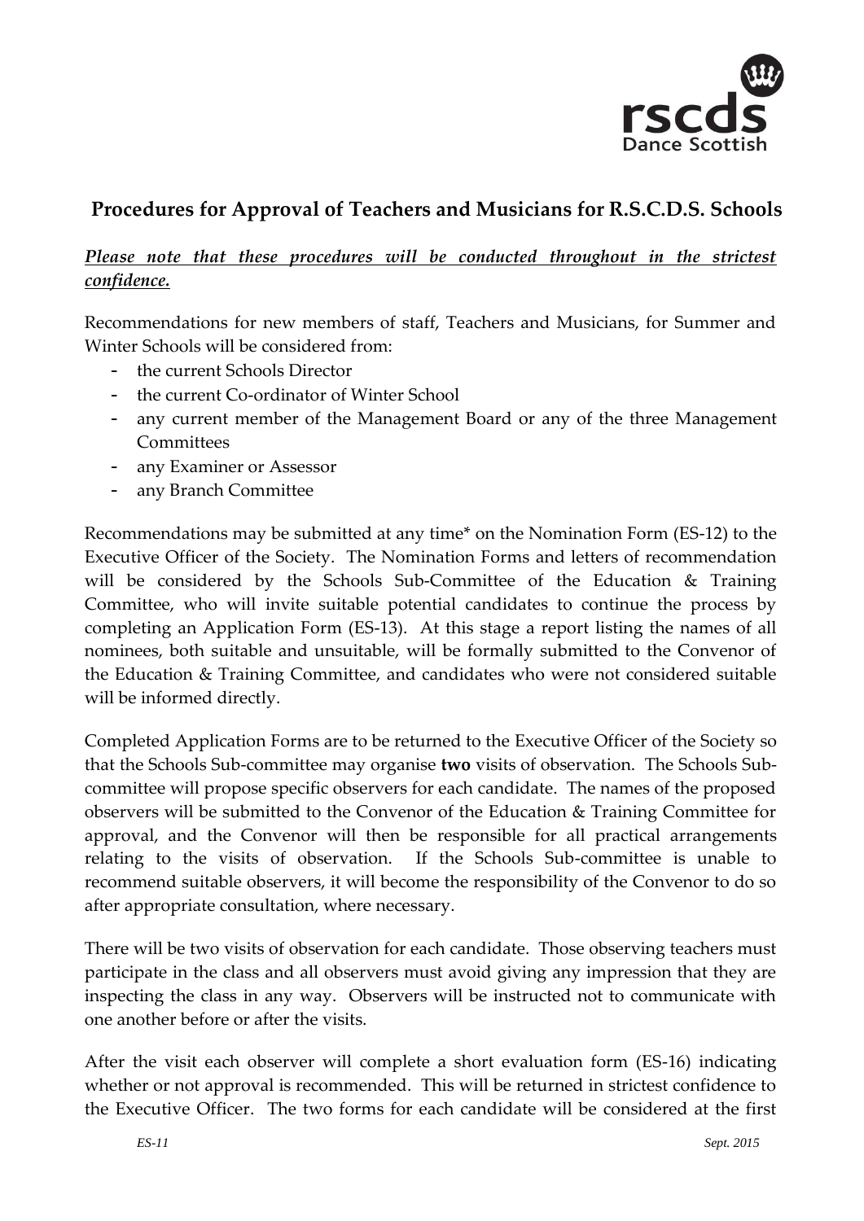## Procedures for Approval of Teachers and Musicians for R.S.C.D.S. Schools

***Please note that these procedures will be conducted throughout in the strictest confidence.***

Recommendations for new members of staff, Teachers and Musicians, for Summer and Winter Schools will be considered from:

- the current Schools Director
- the current Co-ordinator of Winter School
- any current member of the Management Board or any of the three Management Committees
- any Examiner or Assessor
- any Branch Committee

Recommendations may be submitted at any time* on the Nomination Form (ES-12) to the Executive Officer of the Society. The Nomination Forms and letters of recommendation will be considered by the Schools Sub-Committee of the Education & Training Committee, who will invite suitable potential candidates to continue the process by completing an Application Form (ES-13). At this stage a report listing the names of all nominees, both suitable and unsuitable, will be formally submitted to the Convenor of the Education & Training Committee, and candidates who were not considered suitable will be informed directly.

Completed Application Forms are to be returned to the Executive Officer of the Society so that the Schools Sub-committee may organise **two** visits of observation. The Schools Sub-committee will propose specific observers for each candidate. The names of the proposed observers will be submitted to the Convenor of the Education & Training Committee for approval, and the Convenor will then be responsible for all practical arrangements relating to the visits of observation. If the Schools Sub-committee is unable to recommend suitable observers, it will become the responsibility of the Convenor to do so after appropriate consultation, where necessary.

There will be two visits of observation for each candidate. Those observing teachers must participate in the class and all observers must avoid giving any impression that they are inspecting the class in any way. Observers will be instructed not to communicate with one another before or after the visits.

After the visit each observer will complete a short evaluation form (ES-16) indicating whether or not approval is recommended. This will be returned in strictest confidence to the Executive Officer. The two forms for each candidate will be considered at the first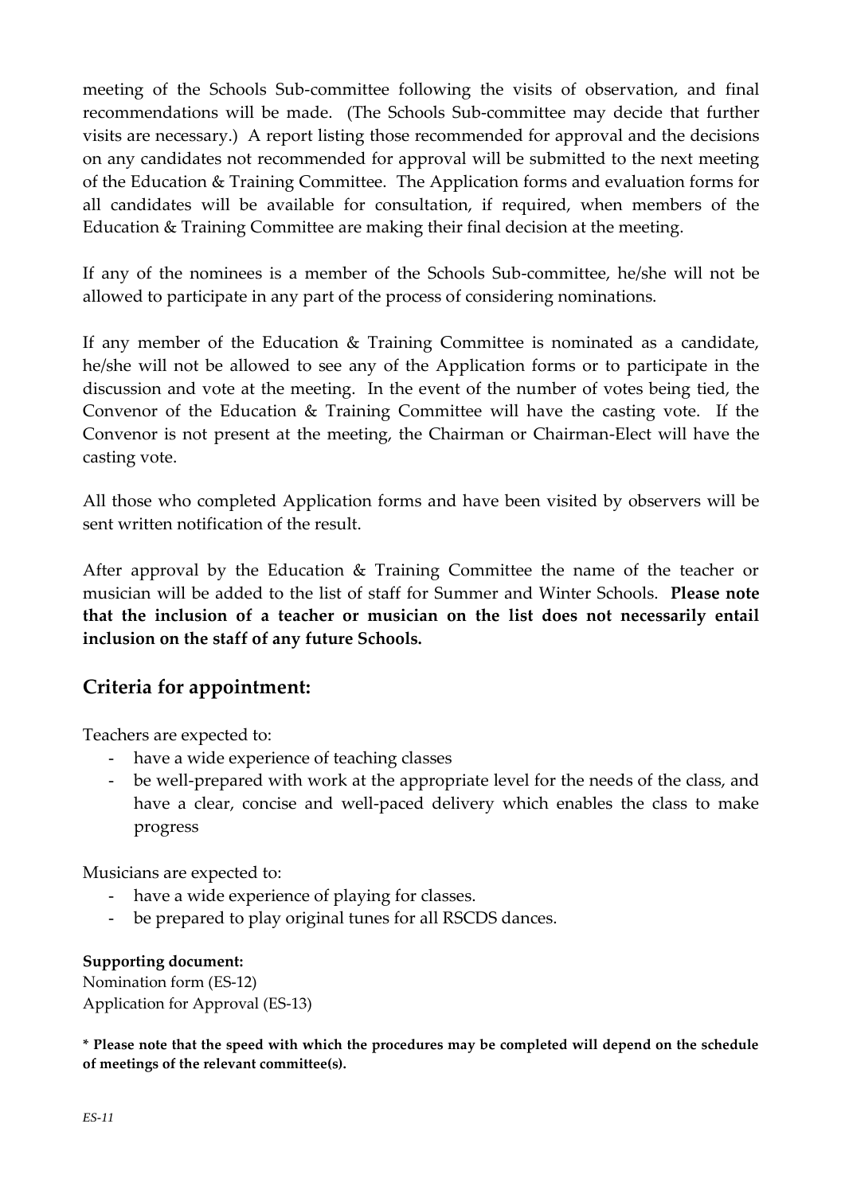meeting of the Schools Sub-committee following the visits of observation, and final recommendations will be made. (The Schools Sub-committee may decide that further visits are necessary.) A report listing those recommended for approval and the decisions on any candidates not recommended for approval will be submitted to the next meeting of the Education & Training Committee. The Application forms and evaluation forms for all candidates will be available for consultation, if required, when members of the Education & Training Committee are making their final decision at the meeting.

If any of the nominees is a member of the Schools Sub-committee, he/she will not be allowed to participate in any part of the process of considering nominations.

If any member of the Education & Training Committee is nominated as a candidate, he/she will not be allowed to see any of the Application forms or to participate in the discussion and vote at the meeting. In the event of the number of votes being tied, the Convenor of the Education & Training Committee will have the casting vote. If the Convenor is not present at the meeting, the Chairman or Chairman-Elect will have the casting vote.

All those who completed Application forms and have been visited by observers will be sent written notification of the result.

After approval by the Education & Training Committee the name of the teacher or musician will be added to the list of staff for Summer and Winter Schools. **Please note that the inclusion of a teacher or musician on the list does not necessarily entail inclusion on the staff of any future Schools.**

## Criteria for appointment:

Teachers are expected to:

- have a wide experience of teaching classes
- be well-prepared with work at the appropriate level for the needs of the class, and have a clear, concise and well-paced delivery which enables the class to make progress

Musicians are expected to:

- have a wide experience of playing for classes.
- be prepared to play original tunes for all RSCDS dances.

**Supporting document:**
Nomination form (ES-12)
Application for Approval (ES-13)

**\* Please note that the speed with which the procedures may be completed will depend on the schedule of meetings of the relevant committee(s).**